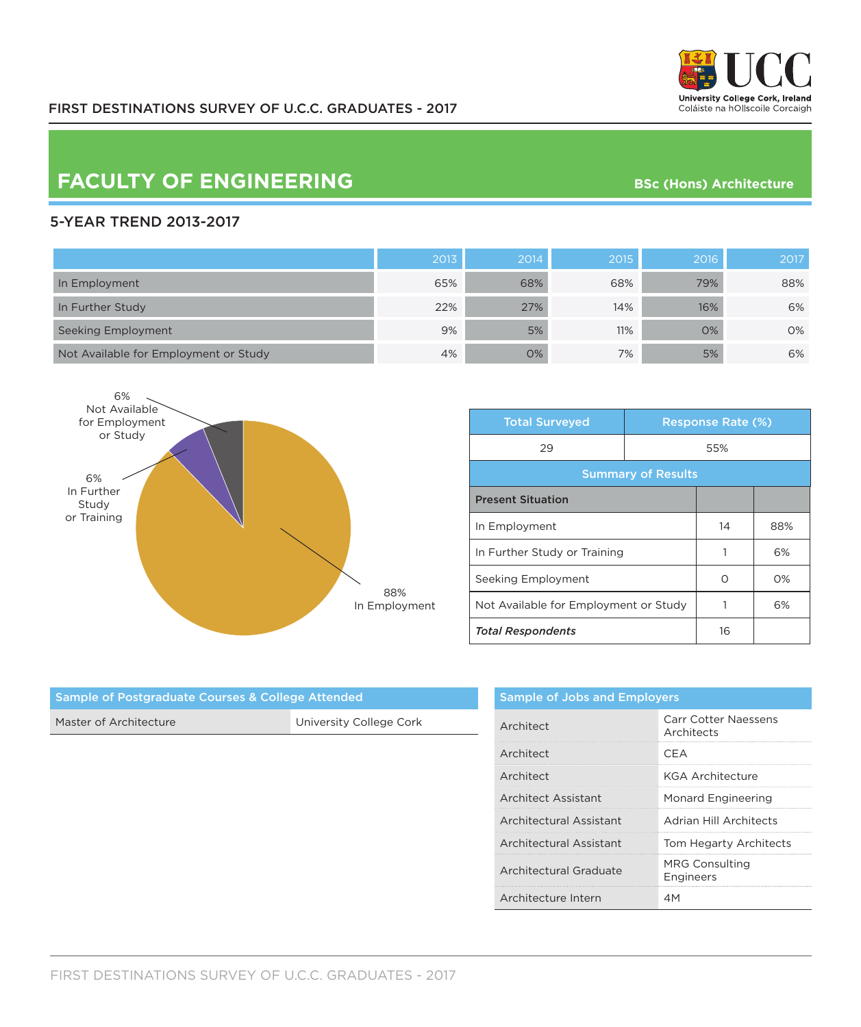FIRST DESTINATIONS SURVEY OF U.C.C. GRADUATES - 2017

University College Cork, Ireland
Coláiste na hOllscoile Corcaigh

# FACULTY OF ENGINEERING

**BSc (Hons) Architecture**

## 5-YEAR TREND 2013-2017

| | 2013 | 2014 | 2015 | 2016 | 2017 |
|---|---|---|---|---|---|
| In Employment | 65% | 68% | 68% | 79% | 88% |
| In Further Study | 22% | 27% | 14% | 16% | 6% |
| Seeking Employment | 9% | 5% | 11% | 0% | 0% |
| Not Available for Employment or Study | 4% | 0% | 7% | 5% | 6% |

6% Not Available for Employment or Study

6% In Further Study or Training

88% In Employment

| Total Surveyed | Response Rate (%) |
|---|---|
| 29 | 55% |

**Summary of Results**

| Present Situation | | |
|---|---|---|
| In Employment | 14 | 88% |
| In Further Study or Training | 1 | 6% |
| Seeking Employment | 0 | 0% |
| Not Available for Employment or Study | 1 | 6% |
| *Total Respondents* | 16 | |

| Sample of Postgraduate Courses & College Attended | |
|---|---|
| Master of Architecture | University College Cork |

| Sample of Jobs and Employers | |
|---|---|
| Architect | Carr Cotter Naessens Architects |
| Architect | CEA |
| Architect | KGA Architecture |
| Architect Assistant | Monard Engineering |
| Architectural Assistant | Adrian Hill Architects |
| Architectural Assistant | Tom Hegarty Architects |
| Architectural Graduate | MRG Consulting Engineers |
| Architecture Intern | 4M |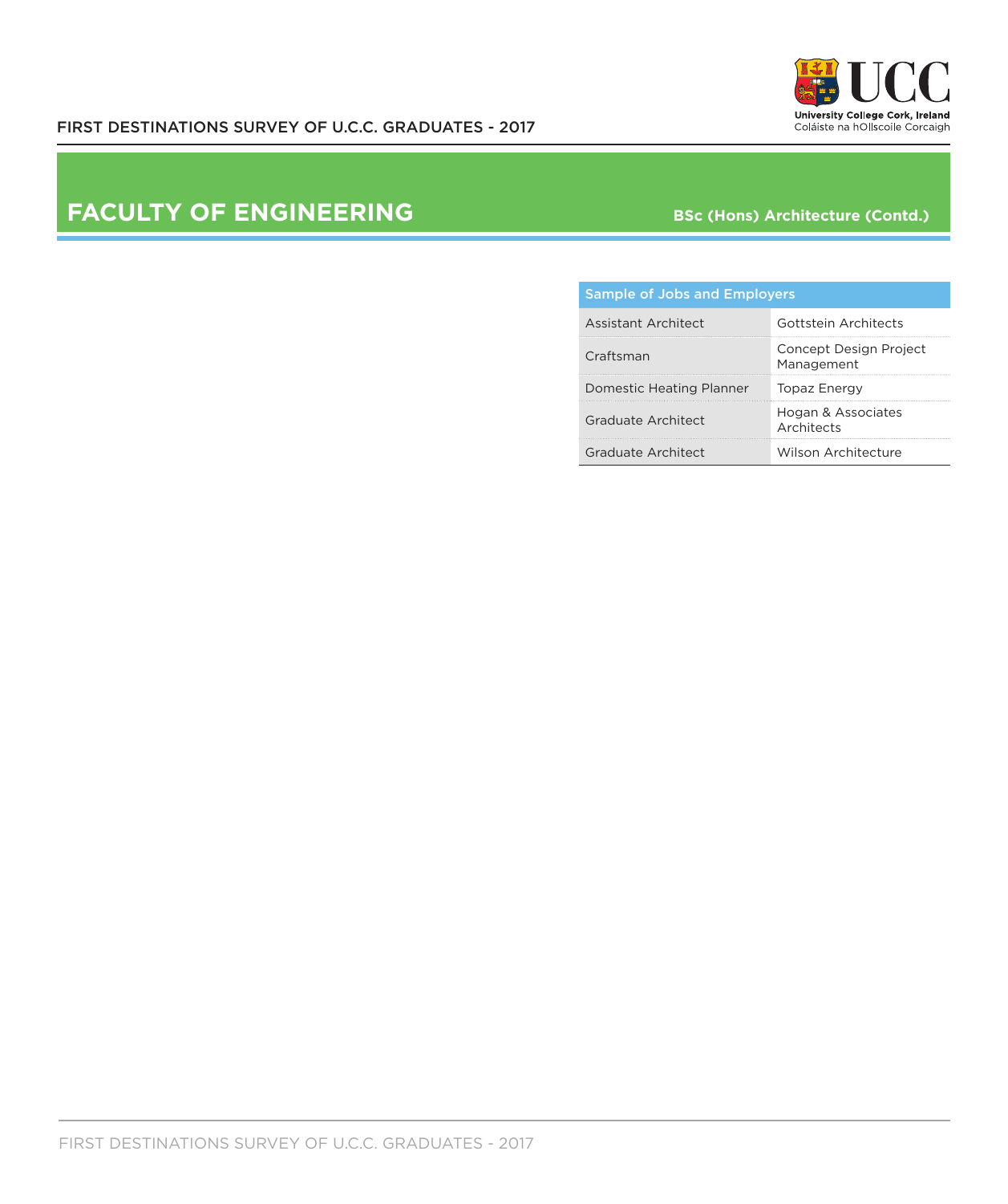# FACULTY OF ENGINEERING

## BSc (Hons) Architecture (Contd.)

| Sample of Jobs and Employers | |
|---|---|
| Assistant Architect | Gottstein Architects |
| Craftsman | Concept Design Project Management |
| Domestic Heating Planner | Topaz Energy |
| Graduate Architect | Hogan & Associates Architects |
| Graduate Architect | Wilson Architecture |